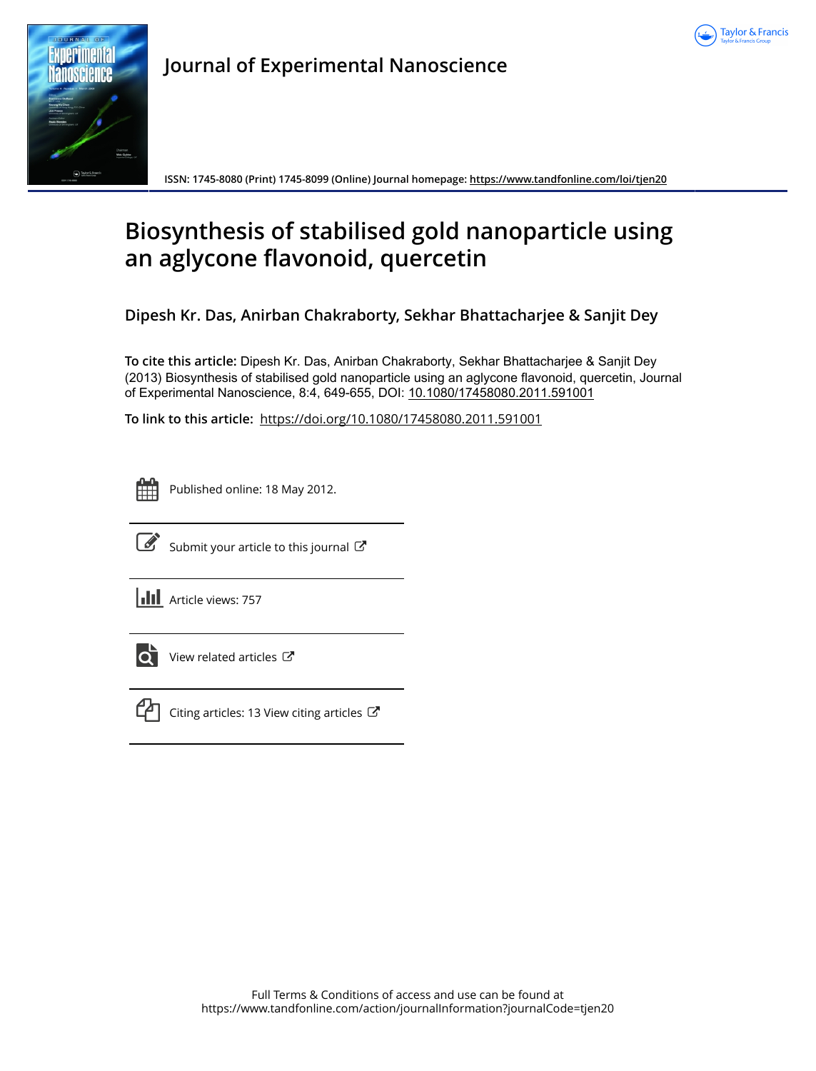# Journal of Experimental Nanoscience

ISSN: 1745-8080 (Print) 1745-8099 (Online) Journal homepage: https://www.tandfonline.com/loi/tjen20

# Biosynthesis of stabilised gold nanoparticle using an aglycone flavonoid, quercetin

**Dipesh Kr. Das, Anirban Chakraborty, Sekhar Bhattacharjee & Sanjit Dey**

**To cite this article:** Dipesh Kr. Das, Anirban Chakraborty, Sekhar Bhattacharjee & Sanjit Dey (2013) Biosynthesis of stabilised gold nanoparticle using an aglycone flavonoid, quercetin, Journal of Experimental Nanoscience, 8:4, 649-655, DOI: 10.1080/17458080.2011.591001

**To link to this article:** https://doi.org/10.1080/17458080.2011.591001

Published online: 18 May 2012.

Submit your article to this journal

Article views: 757

View related articles

Citing articles: 13 View citing articles

Full Terms & Conditions of access and use can be found at
https://www.tandfonline.com/action/journalInformation?journalCode=tjen20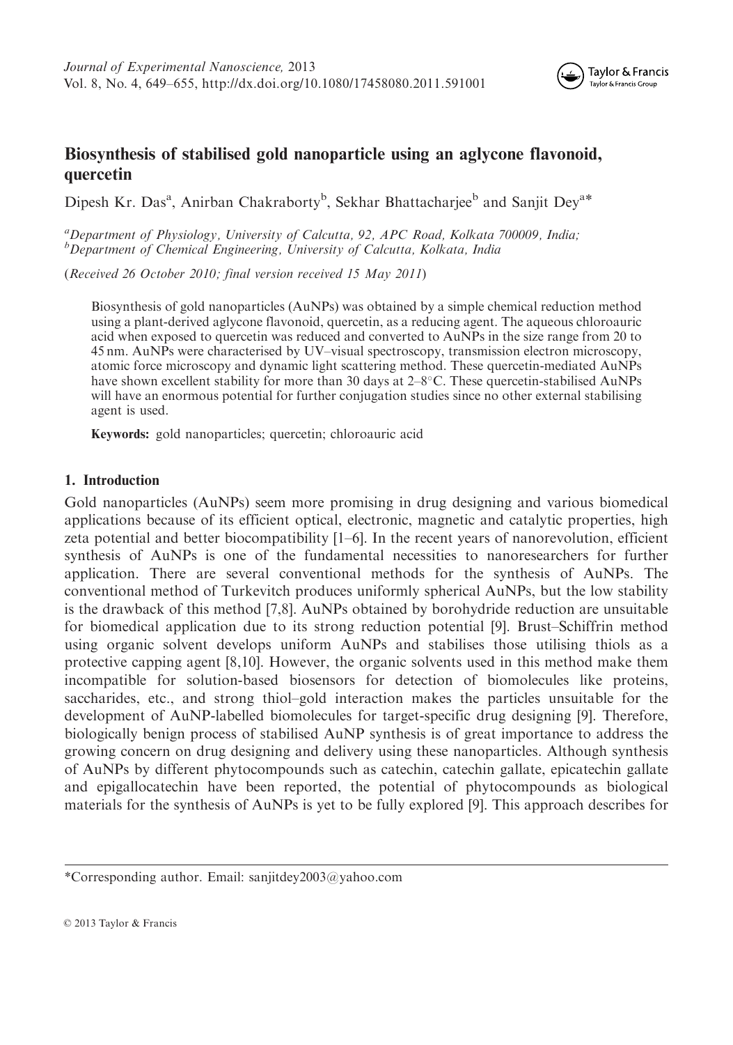# Biosynthesis of stabilised gold nanoparticle using an aglycone flavonoid, quercetin

Dipesh Kr. Das[a], Anirban Chakraborty[b], Sekhar Bhattacharjee[b] and Sanjit Dey[a]*

[a]*Department of Physiology, University of Calcutta, 92, APC Road, Kolkata 700009, India;*
[b]*Department of Chemical Engineering, University of Calcutta, Kolkata, India*

(*Received 26 October 2010; final version received 15 May 2011*)

Biosynthesis of gold nanoparticles (AuNPs) was obtained by a simple chemical reduction method using a plant-derived aglycone flavonoid, quercetin, as a reducing agent. The aqueous chloroauric acid when exposed to quercetin was reduced and converted to AuNPs in the size range from 20 to 45 nm. AuNPs were characterised by UV–visual spectroscopy, transmission electron microscopy, atomic force microscopy and dynamic light scattering method. These quercetin-mediated AuNPs have shown excellent stability for more than 30 days at 2–8°C. These quercetin-stabilised AuNPs will have an enormous potential for further conjugation studies since no other external stabilising agent is used.

**Keywords:** gold nanoparticles; quercetin; chloroauric acid

## 1. Introduction

Gold nanoparticles (AuNPs) seem more promising in drug designing and various biomedical applications because of its efficient optical, electronic, magnetic and catalytic properties, high zeta potential and better biocompatibility [1–6]. In the recent years of nanorevolution, efficient synthesis of AuNPs is one of the fundamental necessities to nanoresearchers for further application. There are several conventional methods for the synthesis of AuNPs. The conventional method of Turkevitch produces uniformly spherical AuNPs, but the low stability is the drawback of this method [7,8]. AuNPs obtained by borohydride reduction are unsuitable for biomedical application due to its strong reduction potential [9]. Brust–Schiffrin method using organic solvent develops uniform AuNPs and stabilises those utilising thiols as a protective capping agent [8,10]. However, the organic solvents used in this method make them incompatible for solution-based biosensors for detection of biomolecules like proteins, saccharides, etc., and strong thiol–gold interaction makes the particles unsuitable for the development of AuNP-labelled biomolecules for target-specific drug designing [9]. Therefore, biologically benign process of stabilised AuNP synthesis is of great importance to address the growing concern on drug designing and delivery using these nanoparticles. Although synthesis of AuNPs by different phytocompounds such as catechin, catechin gallate, epicatechin gallate and epigallocatechin have been reported, the potential of phytocompounds as biological materials for the synthesis of AuNPs is yet to be fully explored [9]. This approach describes for

*Corresponding author. Email: sanjitdey2003@yahoo.com

© 2013 Taylor & Francis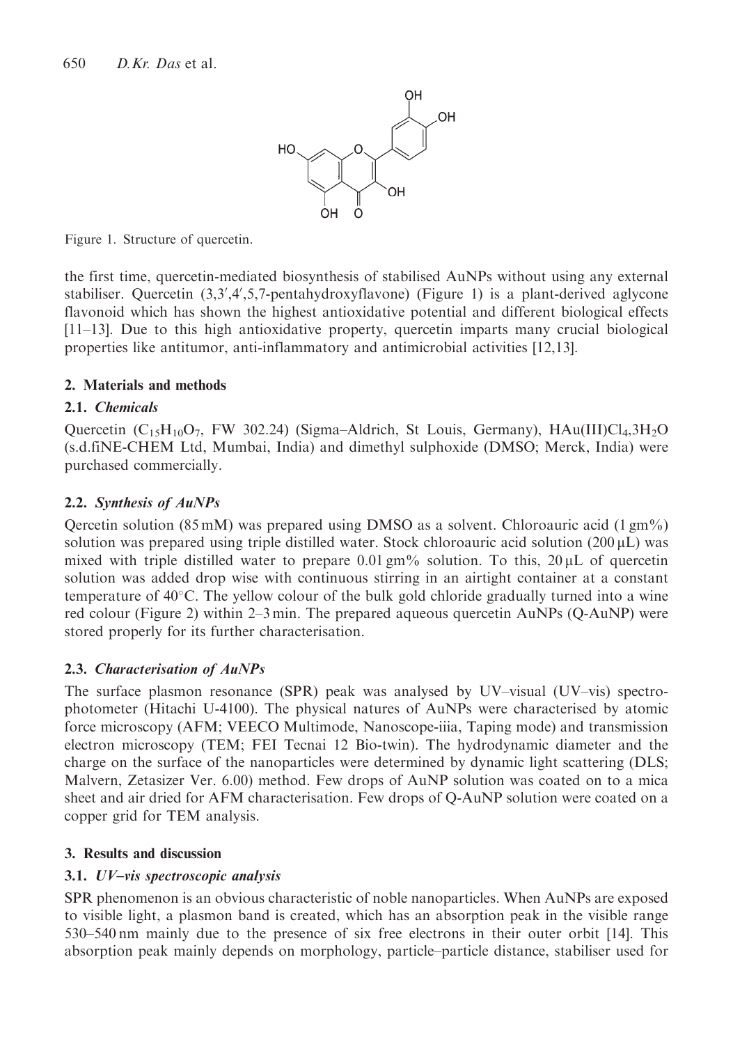Figure 1. Structure of quercetin.

the first time, quercetin-mediated biosynthesis of stabilised AuNPs without using any external stabiliser. Quercetin (3,3′,4′,5,7-pentahydroxyflavone) (Figure 1) is a plant-derived aglycone flavonoid which has shown the highest antioxidative potential and different biological effects [11–13]. Due to this high antioxidative property, quercetin imparts many crucial biological properties like antitumor, anti-inflammatory and antimicrobial activities [12,13].

## 2. Materials and methods

### 2.1. *Chemicals*

Quercetin ($C_{15}H_{10}O_7$, FW 302.24) (Sigma–Aldrich, St Louis, Germany), $HAu(III)Cl_4{,}3H_2O$ (s.d.fiNE-CHEM Ltd, Mumbai, India) and dimethyl sulphoxide (DMSO; Merck, India) were purchased commercially.

### 2.2. *Synthesis of AuNPs*

Qercetin solution (85 mM) was prepared using DMSO as a solvent. Chloroauric acid (1 gm%) solution was prepared using triple distilled water. Stock chloroauric acid solution (200 μL) was mixed with triple distilled water to prepare 0.01 gm% solution. To this, 20 μL of quercetin solution was added drop wise with continuous stirring in an airtight container at a constant temperature of 40°C. The yellow colour of the bulk gold chloride gradually turned into a wine red colour (Figure 2) within 2–3 min. The prepared aqueous quercetin AuNPs (Q-AuNP) were stored properly for its further characterisation.

### 2.3. *Characterisation of AuNPs*

The surface plasmon resonance (SPR) peak was analysed by UV–visual (UV–vis) spectrophotometer (Hitachi U-4100). The physical natures of AuNPs were characterised by atomic force microscopy (AFM; VEECO Multimode, Nanoscope-iiia, Taping mode) and transmission electron microscopy (TEM; FEI Tecnai 12 Bio-twin). The hydrodynamic diameter and the charge on the surface of the nanoparticles were determined by dynamic light scattering (DLS; Malvern, Zetasizer Ver. 6.00) method. Few drops of AuNP solution was coated on to a mica sheet and air dried for AFM characterisation. Few drops of Q-AuNP solution were coated on a copper grid for TEM analysis.

## 3. Results and discussion

### 3.1. *UV–vis spectroscopic analysis*

SPR phenomenon is an obvious characteristic of noble nanoparticles. When AuNPs are exposed to visible light, a plasmon band is created, which has an absorption peak in the visible range 530–540 nm mainly due to the presence of six free electrons in their outer orbit [14]. This absorption peak mainly depends on morphology, particle–particle distance, stabiliser used for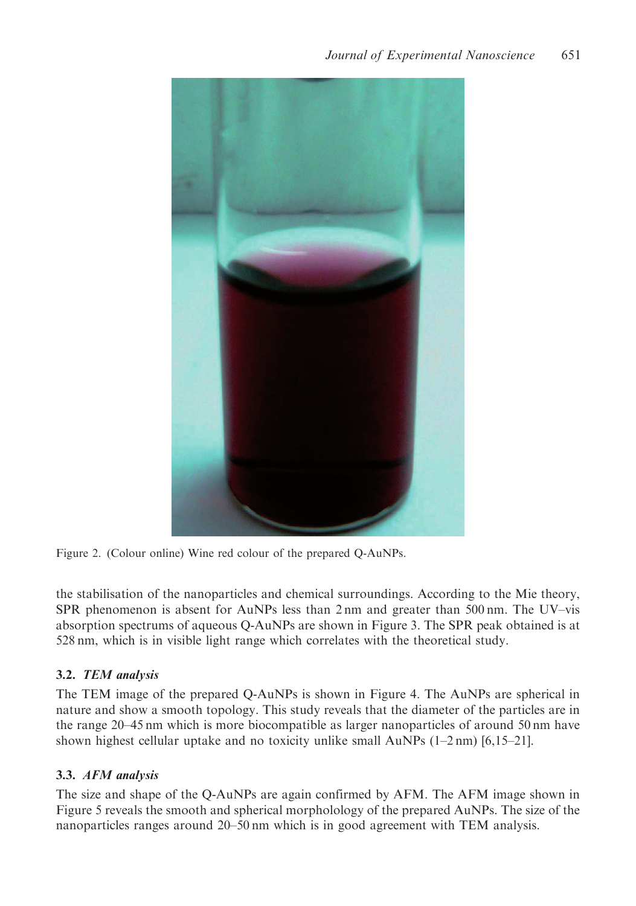Figure 2. (Colour online) Wine red colour of the prepared Q-AuNPs.

the stabilisation of the nanoparticles and chemical surroundings. According to the Mie theory, SPR phenomenon is absent for AuNPs less than 2 nm and greater than 500 nm. The UV–vis absorption spectrums of aqueous Q-AuNPs are shown in Figure 3. The SPR peak obtained is at 528 nm, which is in visible light range which correlates with the theoretical study.

### 3.2. *TEM analysis*

The TEM image of the prepared Q-AuNPs is shown in Figure 4. The AuNPs are spherical in nature and show a smooth topology. This study reveals that the diameter of the particles are in the range 20–45 nm which is more biocompatible as larger nanoparticles of around 50 nm have shown highest cellular uptake and no toxicity unlike small AuNPs (1–2 nm) [6,15–21].

### 3.3. *AFM analysis*

The size and shape of the Q-AuNPs are again confirmed by AFM. The AFM image shown in Figure 5 reveals the smooth and spherical morphololology of the prepared AuNPs. The size of the nanoparticles ranges around 20–50 nm which is in good agreement with TEM analysis.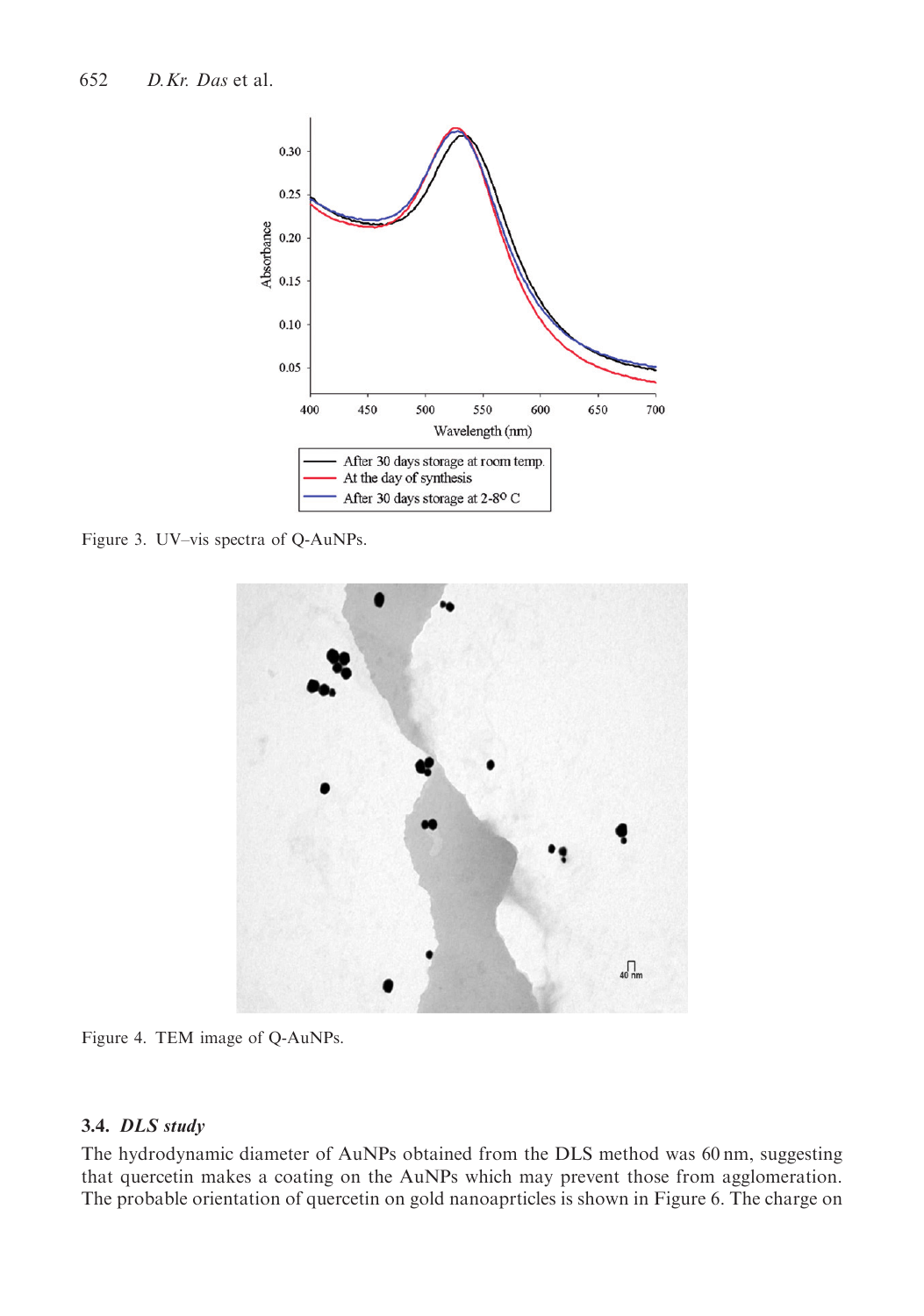Figure 3. UV–vis spectra of Q-AuNPs.

Figure 4. TEM image of Q-AuNPs.

### 3.4. *DLS study*

The hydrodynamic diameter of AuNPs obtained from the DLS method was 60 nm, suggesting that quercetin makes a coating on the AuNPs which may prevent those from agglomeration. The probable orientation of quercetin on gold nanoaprticles is shown in Figure 6. The charge on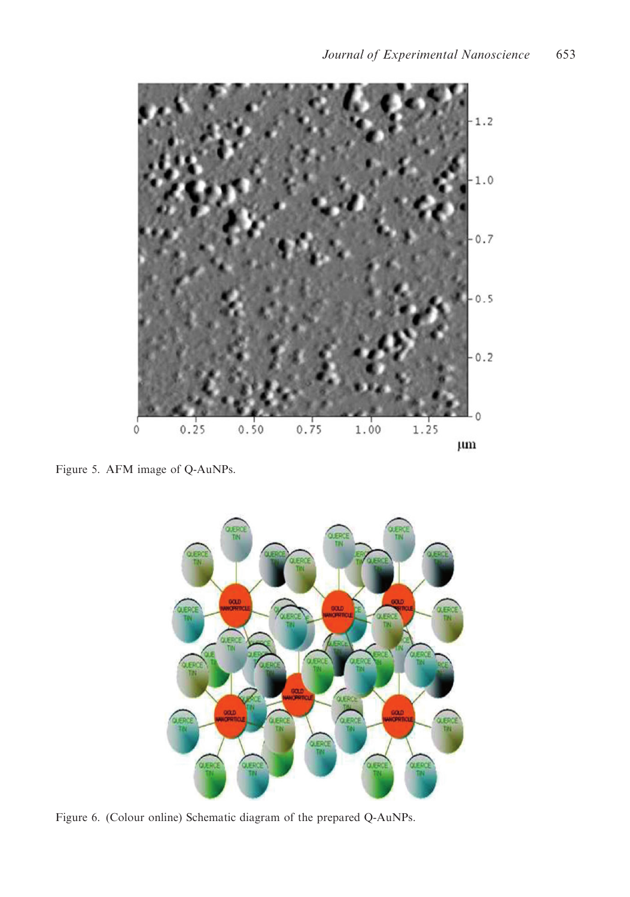Figure 5. AFM image of Q-AuNPs.

Figure 6. (Colour online) Schematic diagram of the prepared Q-AuNPs.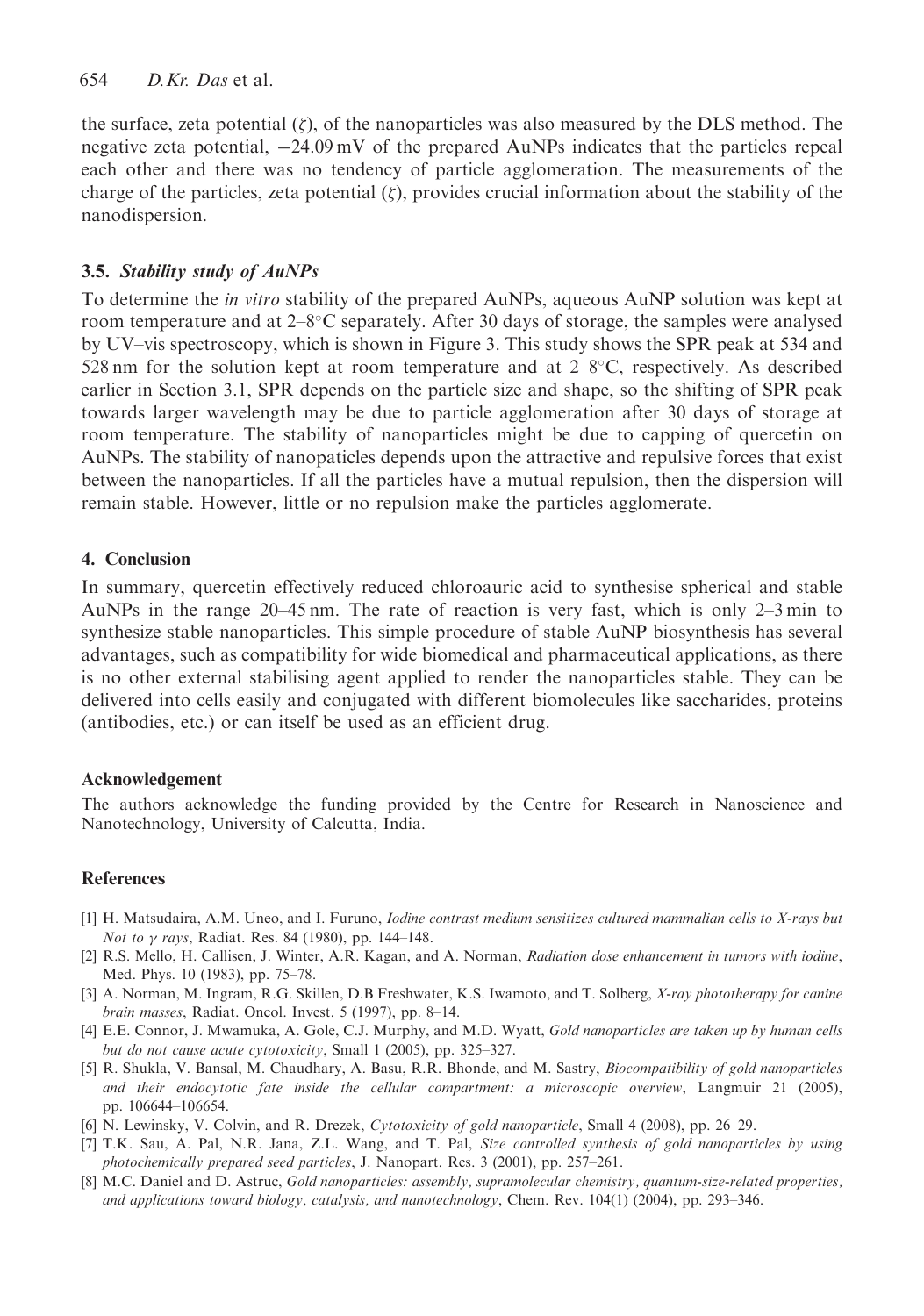the surface, zeta potential ($\zeta$), of the nanoparticles was also measured by the DLS method. The negative zeta potential, $-24.09$ mV of the prepared AuNPs indicates that the particles repeal each other and there was no tendency of particle agglomeration. The measurements of the charge of the particles, zeta potential ($\zeta$), provides crucial information about the stability of the nanodispersion.

### 3.5. *Stability study of AuNPs*

To determine the *in vitro* stability of the prepared AuNPs, aqueous AuNP solution was kept at room temperature and at 2–8°C separately. After 30 days of storage, the samples were analysed by UV–vis spectroscopy, which is shown in Figure 3. This study shows the SPR peak at 534 and 528 nm for the solution kept at room temperature and at 2–8°C, respectively. As described earlier in Section 3.1, SPR depends on the particle size and shape, so the shifting of SPR peak towards larger wavelength may be due to particle agglomeration after 30 days of storage at room temperature. The stability of nanoparticles might be due to capping of quercetin on AuNPs. The stability of nanopaticles depends upon the attractive and repulsive forces that exist between the nanoparticles. If all the particles have a mutual repulsion, then the dispersion will remain stable. However, little or no repulsion make the particles agglomerate.

## 4. Conclusion

In summary, quercetin effectively reduced chloroauric acid to synthesise spherical and stable AuNPs in the range 20–45 nm. The rate of reaction is very fast, which is only 2–3 min to synthesize stable nanoparticles. This simple procedure of stable AuNP biosynthesis has several advantages, such as compatibility for wide biomedical and pharmaceutical applications, as there is no other external stabilising agent applied to render the nanoparticles stable. They can be delivered into cells easily and conjugated with different biomolecules like saccharides, proteins (antibodies, etc.) or can itself be used as an efficient drug.

### Acknowledgement

The authors acknowledge the funding provided by the Centre for Research in Nanoscience and Nanotechnology, University of Calcutta, India.

### References

[1] H. Matsudaira, A.M. Uneo, and I. Furuno, *Iodine contrast medium sensitizes cultured mammalian cells to X-rays but Not to $\gamma$ rays*, Radiat. Res. 84 (1980), pp. 144–148.

[2] R.S. Mello, H. Callisen, J. Winter, A.R. Kagan, and A. Norman, *Radiation dose enhancement in tumors with iodine*, Med. Phys. 10 (1983), pp. 75–78.

[3] A. Norman, M. Ingram, R.G. Skillen, D.B Freshwater, K.S. Iwamoto, and T. Solberg, *X-ray phototherapy for canine brain masses*, Radiat. Oncol. Invest. 5 (1997), pp. 8–14.

[4] E.E. Connor, J. Mwamuka, A. Gole, C.J. Murphy, and M.D. Wyatt, *Gold nanoparticles are taken up by human cells but do not cause acute cytotoxicity*, Small 1 (2005), pp. 325–327.

[5] R. Shukla, V. Bansal, M. Chaudhary, A. Basu, R.R. Bhonde, and M. Sastry, *Biocompatibility of gold nanoparticles and their endocytotic fate inside the cellular compartment: a microscopic overview*, Langmuir 21 (2005), pp. 106644–106654.

[6] N. Lewinsky, V. Colvin, and R. Drezek, *Cytotoxicity of gold nanoparticle*, Small 4 (2008), pp. 26–29.

[7] T.K. Sau, A. Pal, N.R. Jana, Z.L. Wang, and T. Pal, *Size controlled synthesis of gold nanoparticles by using photochemically prepared seed particles*, J. Nanopart. Res. 3 (2001), pp. 257–261.

[8] M.C. Daniel and D. Astruc, *Gold nanoparticles: assembly, supramolecular chemistry, quantum-size-related properties, and applications toward biology, catalysis, and nanotechnology*, Chem. Rev. 104(1) (2004), pp. 293–346.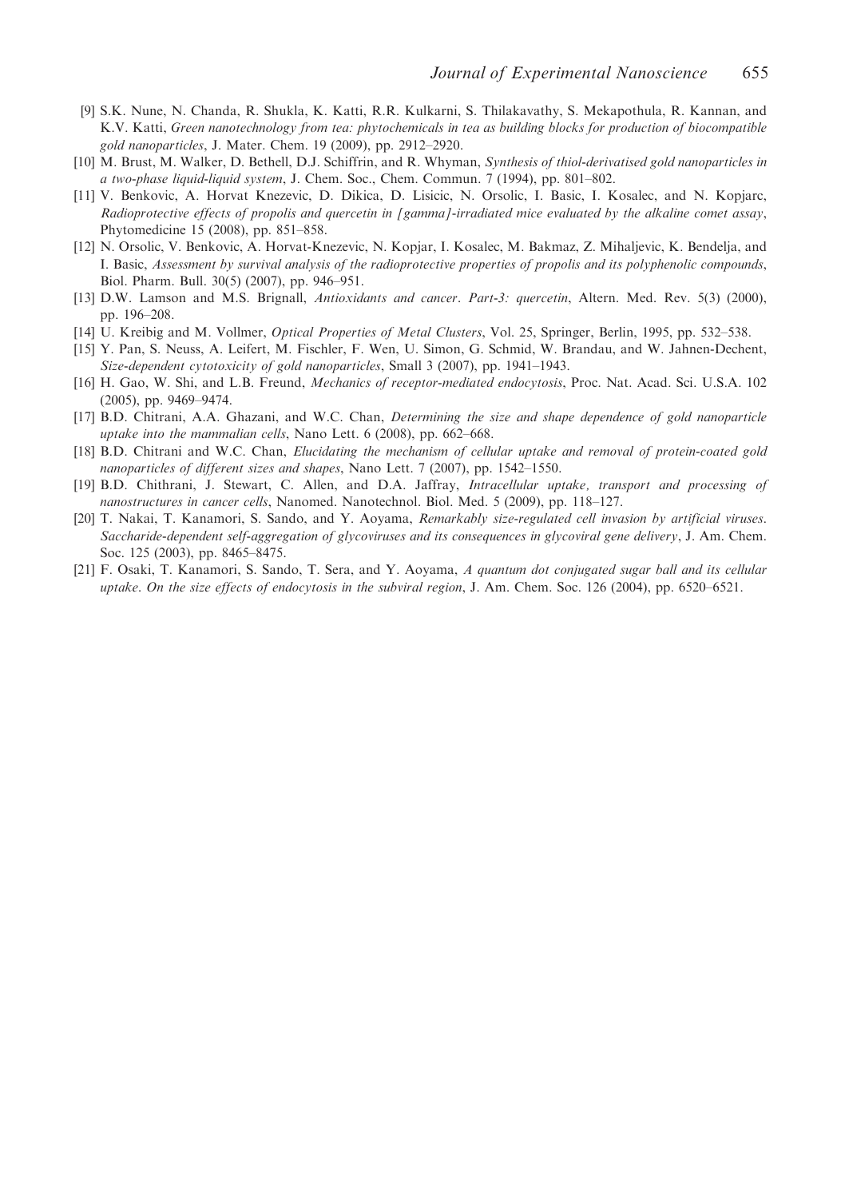[9] S.K. Nune, N. Chanda, R. Shukla, K. Katti, R.R. Kulkarni, S. Thilakavathy, S. Mekapothula, R. Kannan, and K.V. Katti, *Green nanotechnology from tea: phytochemicals in tea as building blocks for production of biocompatible gold nanoparticles*, J. Mater. Chem. 19 (2009), pp. 2912–2920.

[10] M. Brust, M. Walker, D. Bethell, D.J. Schiffrin, and R. Whyman, *Synthesis of thiol-derivatised gold nanoparticles in a two-phase liquid-liquid system*, J. Chem. Soc., Chem. Commun. 7 (1994), pp. 801–802.

[11] V. Benkovic, A. Horvat Knezevic, D. Dikica, D. Lisicic, N. Orsolic, I. Basic, I. Kosalec, and N. Kopjarc, *Radioprotective effects of propolis and quercetin in [gamma]-irradiated mice evaluated by the alkaline comet assay*, Phytomedicine 15 (2008), pp. 851–858.

[12] N. Orsolic, V. Benkovic, A. Horvat-Knezevic, N. Kopjar, I. Kosalec, M. Bakmaz, Z. Mihaljevic, K. Bendelja, and I. Basic, *Assessment by survival analysis of the radioprotective properties of propolis and its polyphenolic compounds*, Biol. Pharm. Bull. 30(5) (2007), pp. 946–951.

[13] D.W. Lamson and M.S. Brignall, *Antioxidants and cancer. Part-3: quercetin*, Altern. Med. Rev. 5(3) (2000), pp. 196–208.

[14] U. Kreibig and M. Vollmer, *Optical Properties of Metal Clusters*, Vol. 25, Springer, Berlin, 1995, pp. 532–538.

[15] Y. Pan, S. Neuss, A. Leifert, M. Fischler, F. Wen, U. Simon, G. Schmid, W. Brandau, and W. Jahnen-Dechent, *Size-dependent cytotoxicity of gold nanoparticles*, Small 3 (2007), pp. 1941–1943.

[16] H. Gao, W. Shi, and L.B. Freund, *Mechanics of receptor-mediated endocytosis*, Proc. Nat. Acad. Sci. U.S.A. 102 (2005), pp. 9469–9474.

[17] B.D. Chitrani, A.A. Ghazani, and W.C. Chan, *Determining the size and shape dependence of gold nanoparticle uptake into the mammalian cells*, Nano Lett. 6 (2008), pp. 662–668.

[18] B.D. Chitrani and W.C. Chan, *Elucidating the mechanism of cellular uptake and removal of protein-coated gold nanoparticles of different sizes and shapes*, Nano Lett. 7 (2007), pp. 1542–1550.

[19] B.D. Chithrani, J. Stewart, C. Allen, and D.A. Jaffray, *Intracellular uptake, transport and processing of nanostructures in cancer cells*, Nanomed. Nanotechnol. Biol. Med. 5 (2009), pp. 118–127.

[20] T. Nakai, T. Kanamori, S. Sando, and Y. Aoyama, *Remarkably size-regulated cell invasion by artificial viruses. Saccharide-dependent self-aggregation of glycoviruses and its consequences in glycoviral gene delivery*, J. Am. Chem. Soc. 125 (2003), pp. 8465–8475.

[21] F. Osaki, T. Kanamori, S. Sando, T. Sera, and Y. Aoyama, *A quantum dot conjugated sugar ball and its cellular uptake. On the size effects of endocytosis in the subviral region*, J. Am. Chem. Soc. 126 (2004), pp. 6520–6521.